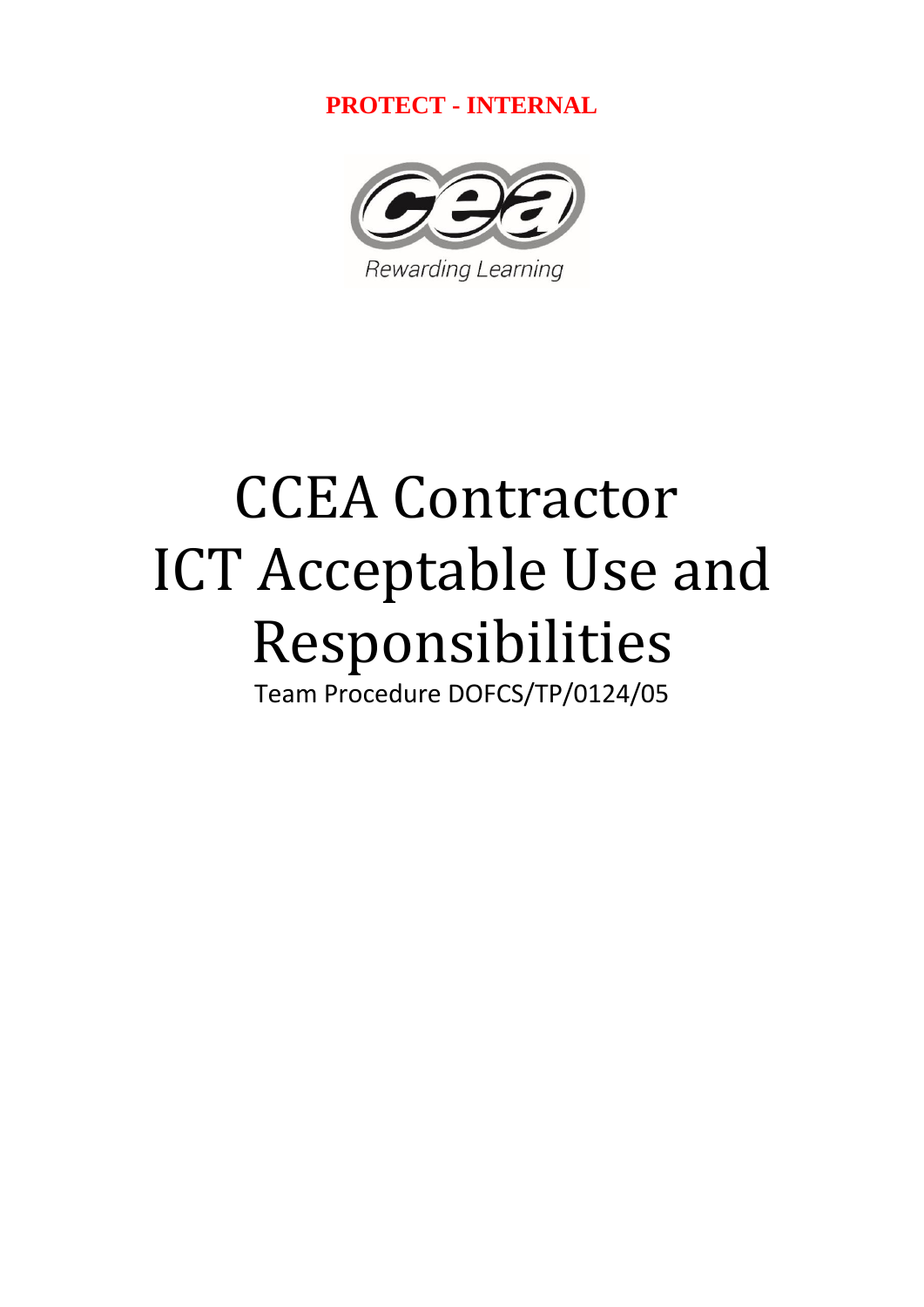**PROTECT - INTERNAL**

Rewarding Learning

# CCEA Contractor ICT Acceptable Use and Responsibilities

Team Procedure DOFCS/TP/0124/05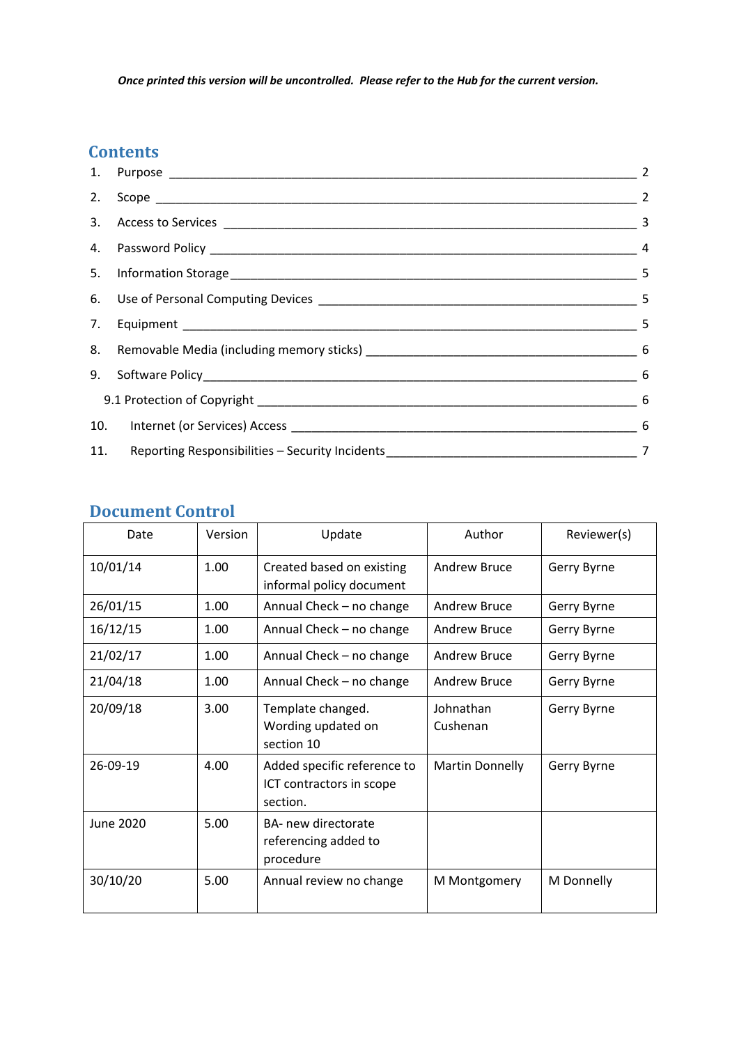*Once printed this version will be uncontrolled. Please refer to the Hub for the current version.*

## Contents

1. Purpose ____ 2
2. Scope ____ 2
3. Access to Services ____ 3
4. Password Policy ____ 4
5. Information Storage ____ 5
6. Use of Personal Computing Devices ____ 5
7. Equipment ____ 5
8. Removable Media (including memory sticks) ____ 6
9. Software Policy ____ 6
   9.1 Protection of Copyright ____ 6
10. Internet (or Services) Access ____ 6
11. Reporting Responsibilities – Security Incidents ____ 7

## Document Control

| Date | Version | Update | Author | Reviewer(s) |
|---|---|---|---|---|
| 10/01/14 | 1.00 | Created based on existing informal policy document | Andrew Bruce | Gerry Byrne |
| 26/01/15 | 1.00 | Annual Check – no change | Andrew Bruce | Gerry Byrne |
| 16/12/15 | 1.00 | Annual Check – no change | Andrew Bruce | Gerry Byrne |
| 21/02/17 | 1.00 | Annual Check – no change | Andrew Bruce | Gerry Byrne |
| 21/04/18 | 1.00 | Annual Check – no change | Andrew Bruce | Gerry Byrne |
| 20/09/18 | 3.00 | Template changed. Wording updated on section 10 | Johnathan Cushenan | Gerry Byrne |
| 26-09-19 | 4.00 | Added specific reference to ICT contractors in scope section. | Martin Donnelly | Gerry Byrne |
| June 2020 | 5.00 | BA- new directorate referencing added to procedure | | |
| 30/10/20 | 5.00 | Annual review no change | M Montgomery | M Donnelly |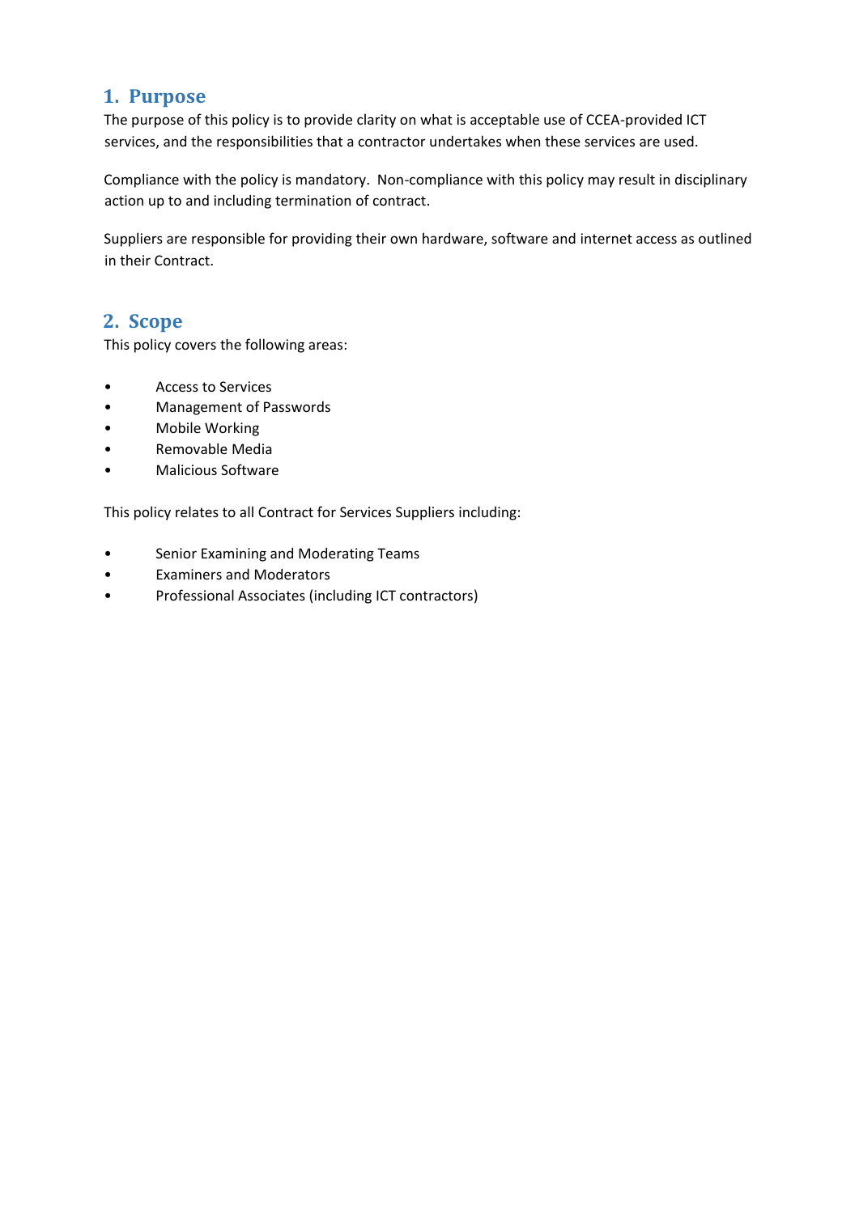## 1. Purpose

The purpose of this policy is to provide clarity on what is acceptable use of CCEA-provided ICT services, and the responsibilities that a contractor undertakes when these services are used.

Compliance with the policy is mandatory. Non-compliance with this policy may result in disciplinary action up to and including termination of contract.

Suppliers are responsible for providing their own hardware, software and internet access as outlined in their Contract.

## 2. Scope

This policy covers the following areas:

- Access to Services
- Management of Passwords
- Mobile Working
- Removable Media
- Malicious Software

This policy relates to all Contract for Services Suppliers including:

- Senior Examining and Moderating Teams
- Examiners and Moderators
- Professional Associates (including ICT contractors)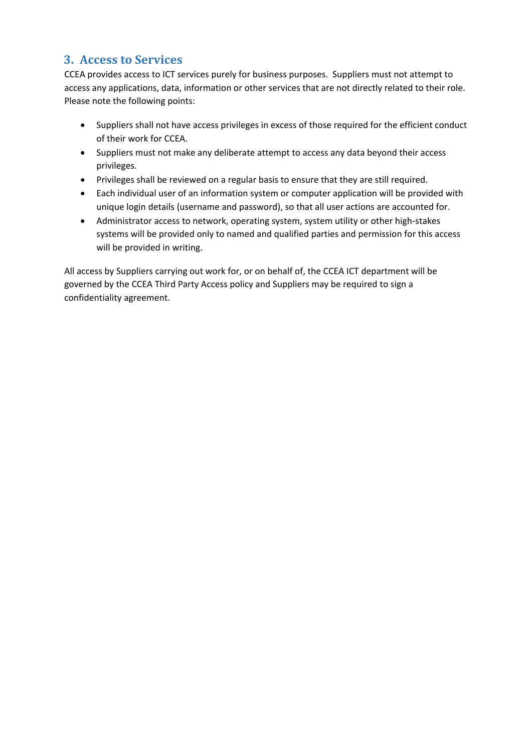## 3. Access to Services

CCEA provides access to ICT services purely for business purposes. Suppliers must not attempt to access any applications, data, information or other services that are not directly related to their role. Please note the following points:

- Suppliers shall not have access privileges in excess of those required for the efficient conduct of their work for CCEA.
- Suppliers must not make any deliberate attempt to access any data beyond their access privileges.
- Privileges shall be reviewed on a regular basis to ensure that they are still required.
- Each individual user of an information system or computer application will be provided with unique login details (username and password), so that all user actions are accounted for.
- Administrator access to network, operating system, system utility or other high-stakes systems will be provided only to named and qualified parties and permission for this access will be provided in writing.

All access by Suppliers carrying out work for, or on behalf of, the CCEA ICT department will be governed by the CCEA Third Party Access policy and Suppliers may be required to sign a confidentiality agreement.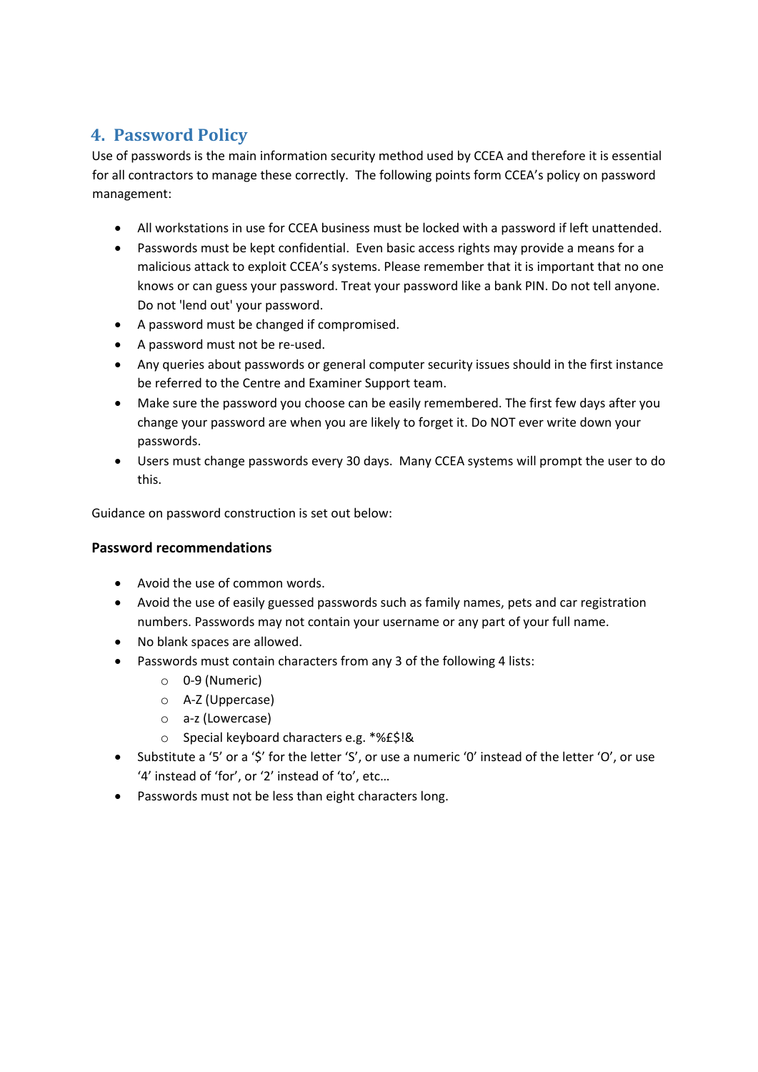## 4. Password Policy

Use of passwords is the main information security method used by CCEA and therefore it is essential for all contractors to manage these correctly. The following points form CCEA's policy on password management:

- All workstations in use for CCEA business must be locked with a password if left unattended.
- Passwords must be kept confidential. Even basic access rights may provide a means for a malicious attack to exploit CCEA's systems. Please remember that it is important that no one knows or can guess your password. Treat your password like a bank PIN. Do not tell anyone. Do not 'lend out' your password.
- A password must be changed if compromised.
- A password must not be re-used.
- Any queries about passwords or general computer security issues should in the first instance be referred to the Centre and Examiner Support team.
- Make sure the password you choose can be easily remembered. The first few days after you change your password are when you are likely to forget it. Do NOT ever write down your passwords.
- Users must change passwords every 30 days. Many CCEA systems will prompt the user to do this.

Guidance on password construction is set out below:

**Password recommendations**

- Avoid the use of common words.
- Avoid the use of easily guessed passwords such as family names, pets and car registration numbers. Passwords may not contain your username or any part of your full name.
- No blank spaces are allowed.
- Passwords must contain characters from any 3 of the following 4 lists:
  - 0-9 (Numeric)
  - A-Z (Uppercase)
  - a-z (Lowercase)
  - Special keyboard characters e.g. *%£$!&
- Substitute a '5' or a '$' for the letter 'S', or use a numeric '0' instead of the letter 'O', or use '4' instead of 'for', or '2' instead of 'to', etc…
- Passwords must not be less than eight characters long.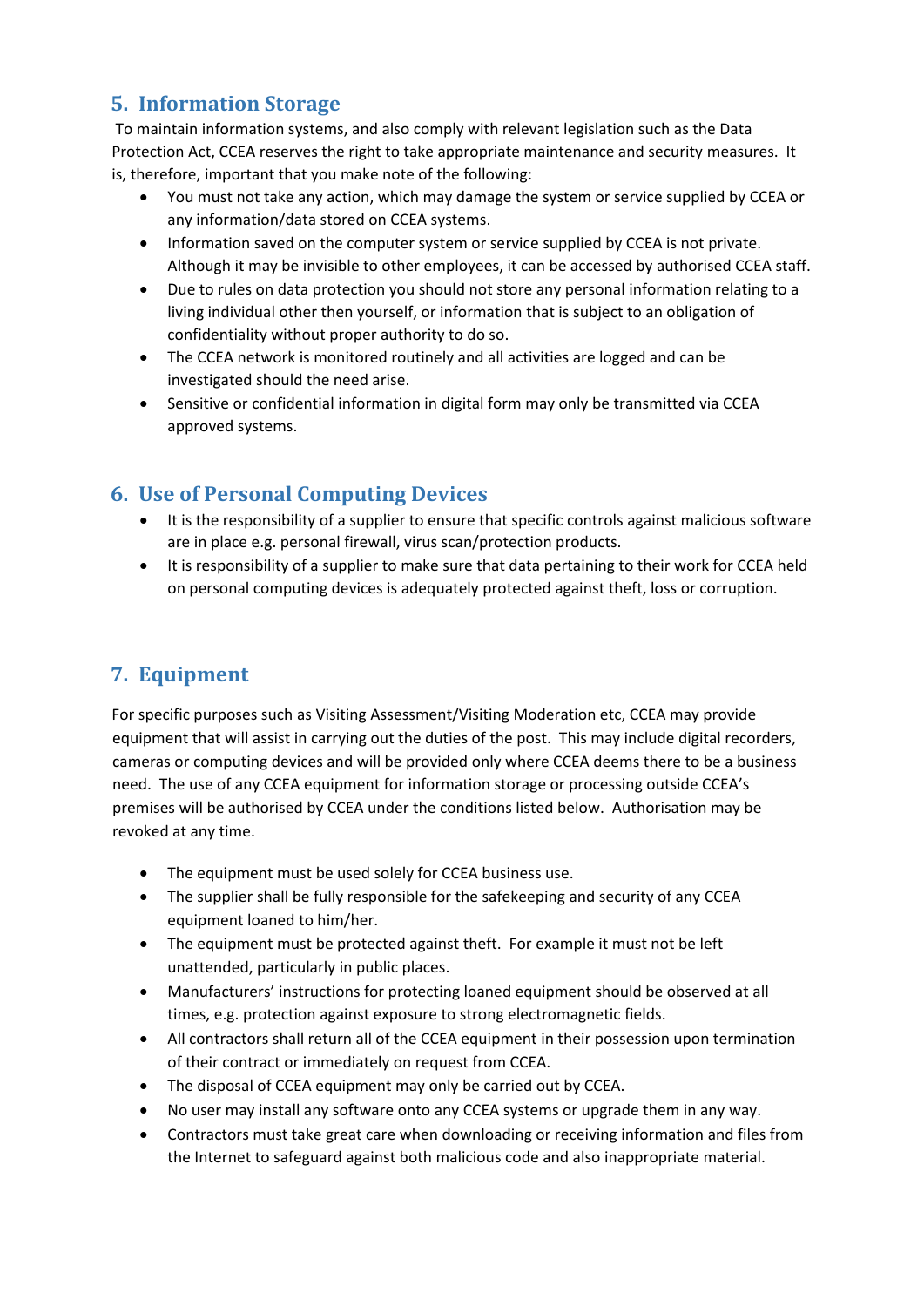## 5. Information Storage

To maintain information systems, and also comply with relevant legislation such as the Data Protection Act, CCEA reserves the right to take appropriate maintenance and security measures. It is, therefore, important that you make note of the following:

- You must not take any action, which may damage the system or service supplied by CCEA or any information/data stored on CCEA systems.
- Information saved on the computer system or service supplied by CCEA is not private. Although it may be invisible to other employees, it can be accessed by authorised CCEA staff.
- Due to rules on data protection you should not store any personal information relating to a living individual other then yourself, or information that is subject to an obligation of confidentiality without proper authority to do so.
- The CCEA network is monitored routinely and all activities are logged and can be investigated should the need arise.
- Sensitive or confidential information in digital form may only be transmitted via CCEA approved systems.

## 6. Use of Personal Computing Devices

- It is the responsibility of a supplier to ensure that specific controls against malicious software are in place e.g. personal firewall, virus scan/protection products.
- It is responsibility of a supplier to make sure that data pertaining to their work for CCEA held on personal computing devices is adequately protected against theft, loss or corruption.

## 7. Equipment

For specific purposes such as Visiting Assessment/Visiting Moderation etc, CCEA may provide equipment that will assist in carrying out the duties of the post. This may include digital recorders, cameras or computing devices and will be provided only where CCEA deems there to be a business need. The use of any CCEA equipment for information storage or processing outside CCEA's premises will be authorised by CCEA under the conditions listed below. Authorisation may be revoked at any time.

- The equipment must be used solely for CCEA business use.
- The supplier shall be fully responsible for the safekeeping and security of any CCEA equipment loaned to him/her.
- The equipment must be protected against theft. For example it must not be left unattended, particularly in public places.
- Manufacturers' instructions for protecting loaned equipment should be observed at all times, e.g. protection against exposure to strong electromagnetic fields.
- All contractors shall return all of the CCEA equipment in their possession upon termination of their contract or immediately on request from CCEA.
- The disposal of CCEA equipment may only be carried out by CCEA.
- No user may install any software onto any CCEA systems or upgrade them in any way.
- Contractors must take great care when downloading or receiving information and files from the Internet to safeguard against both malicious code and also inappropriate material.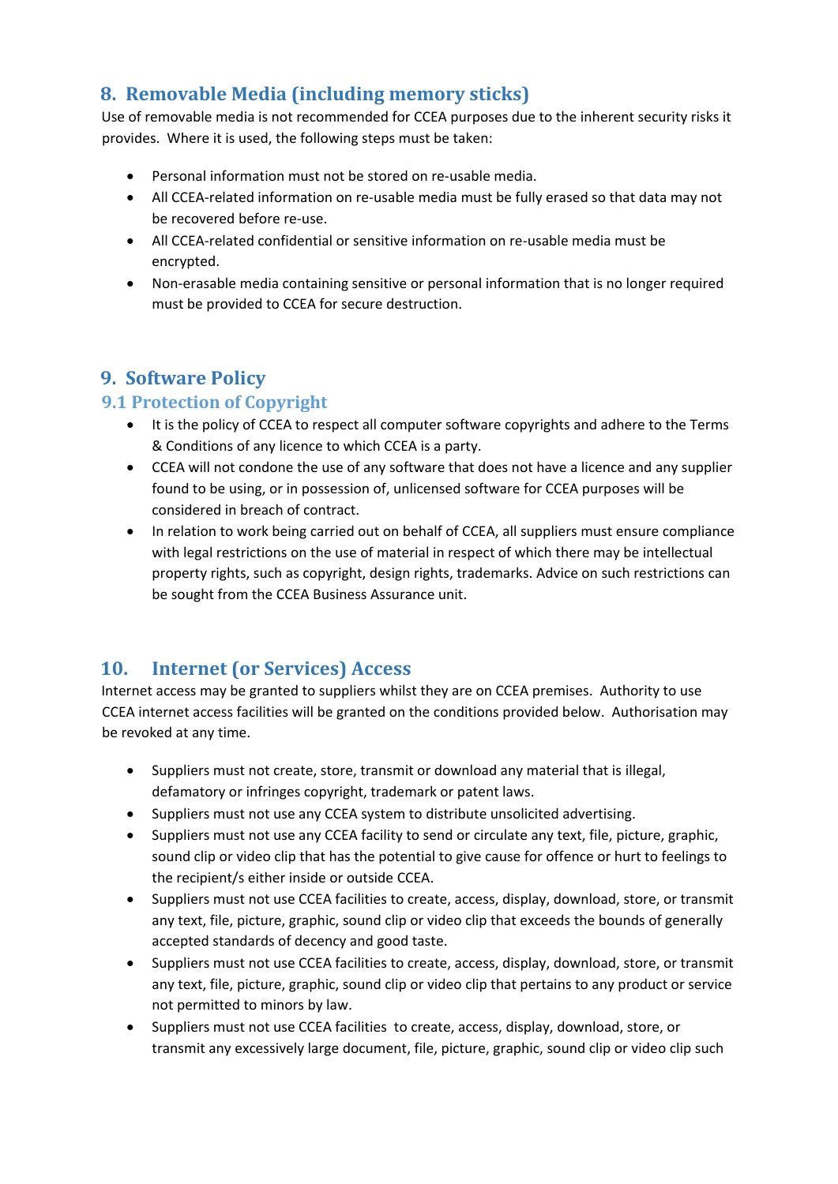## 8. Removable Media (including memory sticks)

Use of removable media is not recommended for CCEA purposes due to the inherent security risks it provides. Where it is used, the following steps must be taken:

- Personal information must not be stored on re-usable media.
- All CCEA-related information on re-usable media must be fully erased so that data may not be recovered before re-use.
- All CCEA-related confidential or sensitive information on re-usable media must be encrypted.
- Non-erasable media containing sensitive or personal information that is no longer required must be provided to CCEA for secure destruction.

## 9. Software Policy

### 9.1 Protection of Copyright

- It is the policy of CCEA to respect all computer software copyrights and adhere to the Terms & Conditions of any licence to which CCEA is a party.
- CCEA will not condone the use of any software that does not have a licence and any supplier found to be using, or in possession of, unlicensed software for CCEA purposes will be considered in breach of contract.
- In relation to work being carried out on behalf of CCEA, all suppliers must ensure compliance with legal restrictions on the use of material in respect of which there may be intellectual property rights, such as copyright, design rights, trademarks. Advice on such restrictions can be sought from the CCEA Business Assurance unit.

## 10. Internet (or Services) Access

Internet access may be granted to suppliers whilst they are on CCEA premises. Authority to use CCEA internet access facilities will be granted on the conditions provided below. Authorisation may be revoked at any time.

- Suppliers must not create, store, transmit or download any material that is illegal, defamatory or infringes copyright, trademark or patent laws.
- Suppliers must not use any CCEA system to distribute unsolicited advertising.
- Suppliers must not use any CCEA facility to send or circulate any text, file, picture, graphic, sound clip or video clip that has the potential to give cause for offence or hurt to feelings to the recipient/s either inside or outside CCEA.
- Suppliers must not use CCEA facilities to create, access, display, download, store, or transmit any text, file, picture, graphic, sound clip or video clip that exceeds the bounds of generally accepted standards of decency and good taste.
- Suppliers must not use CCEA facilities to create, access, display, download, store, or transmit any text, file, picture, graphic, sound clip or video clip that pertains to any product or service not permitted to minors by law.
- Suppliers must not use CCEA facilities to create, access, display, download, store, or transmit any excessively large document, file, picture, graphic, sound clip or video clip such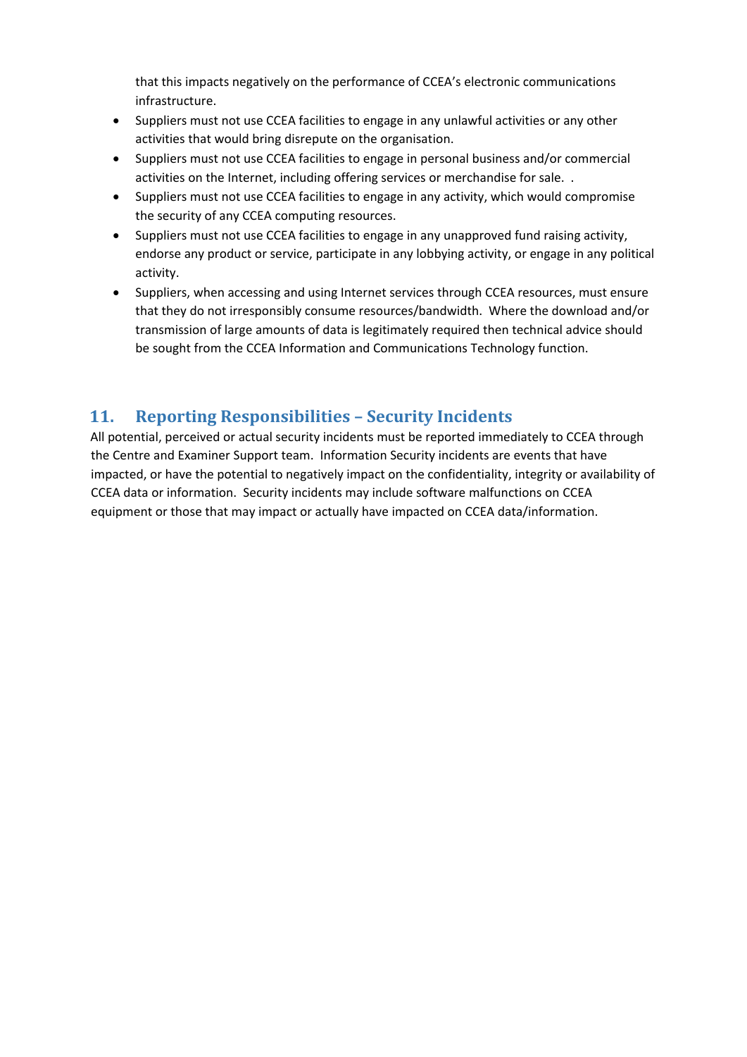that this impacts negatively on the performance of CCEA's electronic communications infrastructure.

- Suppliers must not use CCEA facilities to engage in any unlawful activities or any other activities that would bring disrepute on the organisation.
- Suppliers must not use CCEA facilities to engage in personal business and/or commercial activities on the Internet, including offering services or merchandise for sale. .
- Suppliers must not use CCEA facilities to engage in any activity, which would compromise the security of any CCEA computing resources.
- Suppliers must not use CCEA facilities to engage in any unapproved fund raising activity, endorse any product or service, participate in any lobbying activity, or engage in any political activity.
- Suppliers, when accessing and using Internet services through CCEA resources, must ensure that they do not irresponsibly consume resources/bandwidth. Where the download and/or transmission of large amounts of data is legitimately required then technical advice should be sought from the CCEA Information and Communications Technology function.

## 11. Reporting Responsibilities – Security Incidents

All potential, perceived or actual security incidents must be reported immediately to CCEA through the Centre and Examiner Support team. Information Security incidents are events that have impacted, or have the potential to negatively impact on the confidentiality, integrity or availability of CCEA data or information. Security incidents may include software malfunctions on CCEA equipment or those that may impact or actually have impacted on CCEA data/information.